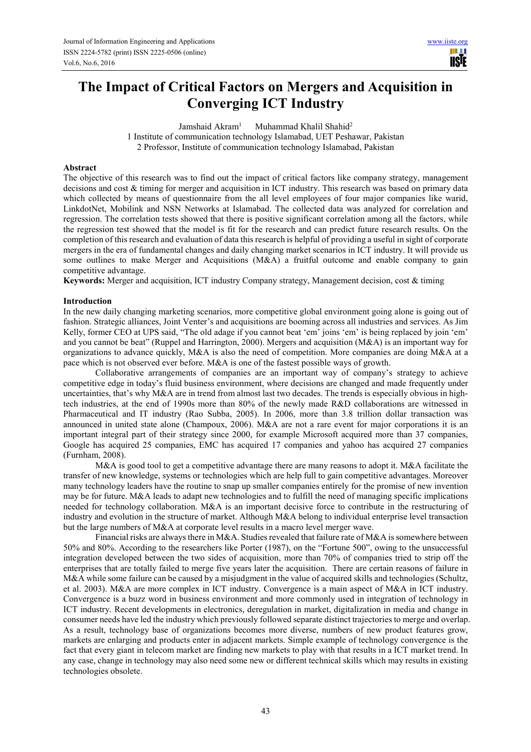# The Impact of Critical Factors on Mergers and Acquisition in Converging ICT Industry

Jamshaid Akram[1] Muhammad Khalil Shahid[2]

1 Institute of communication technology Islamabad, UET Peshawar, Pakistan

2 Professor, Institute of communication technology Islamabad, Pakistan

## Abstract

The objective of this research was to find out the impact of critical factors like company strategy, management decisions and cost & timing for merger and acquisition in ICT industry. This research was based on primary data which collected by means of questionnaire from the all level employees of four major companies like warid, LinkdotNet, Mobilink and NSN Networks at Islamabad. The collected data was analyzed for correlation and regression. The correlation tests showed that there is positive significant correlation among all the factors, while the regression test showed that the model is fit for the research and can predict future research results. On the completion of this research and evaluation of data this research is helpful of providing a useful in sight of corporate mergers in the era of fundamental changes and daily changing market scenarios in ICT industry. It will provide us some outlines to make Merger and Acquisitions (M&A) a fruitful outcome and enable company to gain competitive advantage.

**Keywords:** Merger and acquisition, ICT industry Company strategy, Management decision, cost & timing

## Introduction

In the new daily changing marketing scenarios, more competitive global environment going alone is going out of fashion. Strategic alliances, Joint Venter's and acquisitions are booming across all industries and services. As Jim Kelly, former CEO at UPS said, "The old adage if you cannot beat 'em' joins 'em' is being replaced by join 'em' and you cannot be beat" (Ruppel and Harrington, 2000). Mergers and acquisition (M&A) is an important way for organizations to advance quickly, M&A is also the need of competition. More companies are doing M&A at a pace which is not observed ever before. M&A is one of the fastest possible ways of growth.

Collaborative arrangements of companies are an important way of company's strategy to achieve competitive edge in today's fluid business environment, where decisions are changed and made frequently under uncertainties, that's why M&A are in trend from almost last two decades. The trends is especially obvious in high-tech industries, at the end of 1990s more than 80% of the newly made R&D collaborations are witnessed in Pharmaceutical and IT industry (Rao Subba, 2005). In 2006, more than 3.8 trillion dollar transaction was announced in united state alone (Champoux, 2006). M&A are not a rare event for major corporations it is an important integral part of their strategy since 2000, for example Microsoft acquired more than 37 companies, Google has acquired 25 companies, EMC has acquired 17 companies and yahoo has acquired 27 companies (Furnham, 2008).

M&A is good tool to get a competitive advantage there are many reasons to adopt it. M&A facilitate the transfer of new knowledge, systems or technologies which are help full to gain competitive advantages. Moreover many technology leaders have the routine to snap up smaller companies entirely for the promise of new invention may be for future. M&A leads to adapt new technologies and to fulfill the need of managing specific implications needed for technology collaboration. M&A is an important decisive force to contribute in the restructuring of industry and evolution in the structure of market. Although M&A belong to individual enterprise level transaction but the large numbers of M&A at corporate level results in a macro level merger wave.

Financial risks are always there in M&A. Studies revealed that failure rate of M&A is somewhere between 50% and 80%. According to the researchers like Porter (1987), on the "Fortune 500", owing to the unsuccessful integration developed between the two sides of acquisition, more than 70% of companies tried to strip off the enterprises that are totally failed to merge five years later the acquisition. There are certain reasons of failure in M&A while some failure can be caused by a misjudgment in the value of acquired skills and technologies (Schultz, et al. 2003). M&A are more complex in ICT industry. Convergence is a main aspect of M&A in ICT industry. Convergence is a buzz word in business environment and more commonly used in integration of technology in ICT industry. Recent developments in electronics, deregulation in market, digitalization in media and change in consumer needs have led the industry which previously followed separate distinct trajectories to merge and overlap. As a result, technology base of organizations becomes more diverse, numbers of new product features grow, markets are enlarging and products enter in adjacent markets. Simple example of technology convergence is the fact that every giant in telecom market are finding new markets to play with that results in a ICT market trend. In any case, change in technology may also need some new or different technical skills which may results in existing technologies obsolete.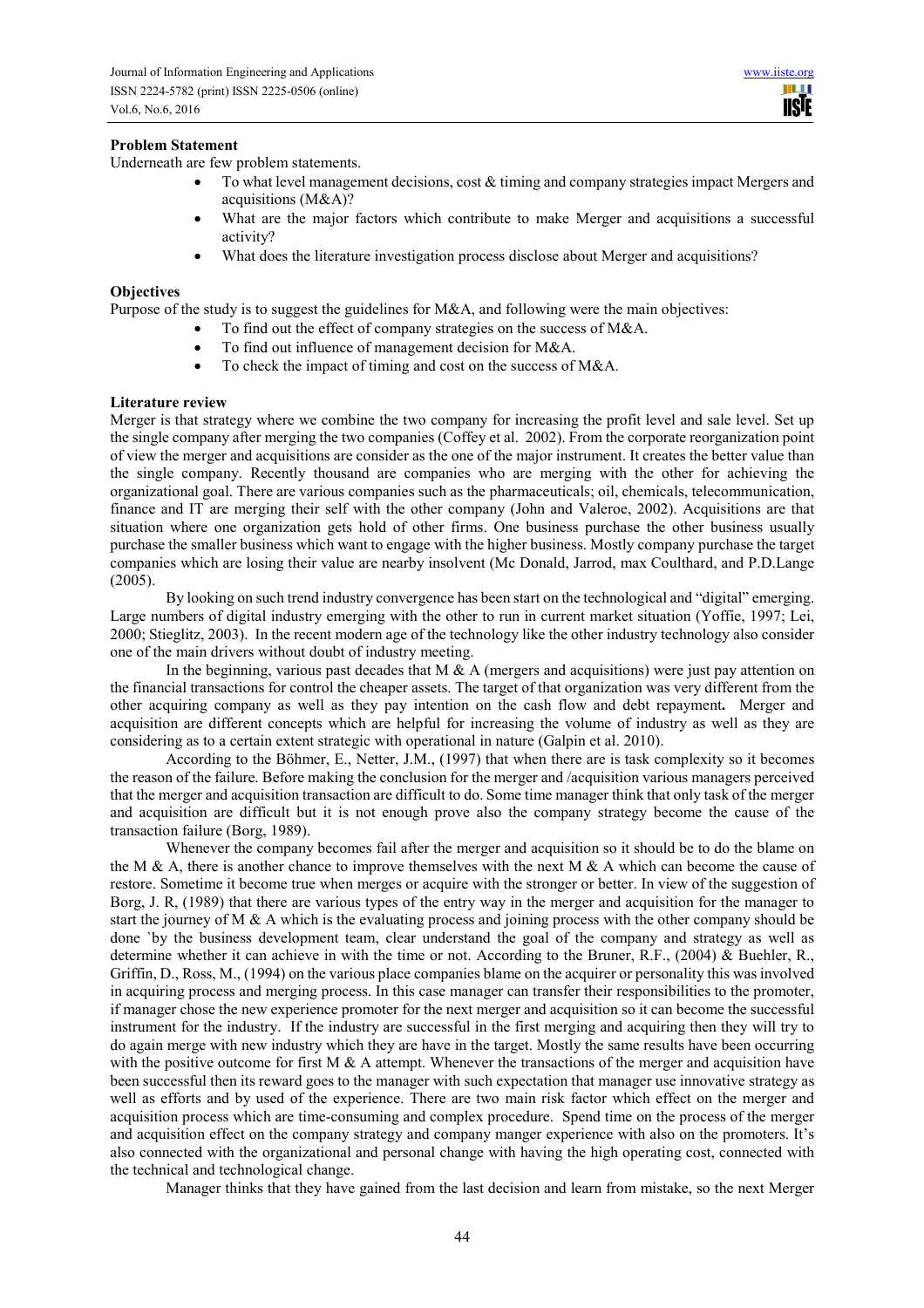**Problem Statement**

Underneath are few problem statements.

- To what level management decisions, cost & timing and company strategies impact Mergers and acquisitions (M&A)?
- What are the major factors which contribute to make Merger and acquisitions a successful activity?
- What does the literature investigation process disclose about Merger and acquisitions?

**Objectives**

Purpose of the study is to suggest the guidelines for M&A, and following were the main objectives:

- To find out the effect of company strategies on the success of M&A.
- To find out influence of management decision for M&A.
- To check the impact of timing and cost on the success of M&A.

**Literature review**

Merger is that strategy where we combine the two company for increasing the profit level and sale level. Set up the single company after merging the two companies (Coffey et al. 2002). From the corporate reorganization point of view the merger and acquisitions are consider as the one of the major instrument. It creates the better value than the single company. Recently thousand are companies who are merging with the other for achieving the organizational goal. There are various companies such as the pharmaceuticals; oil, chemicals, telecommunication, finance and IT are merging their self with the other company (John and Valeroe, 2002). Acquisitions are that situation where one organization gets hold of other firms. One business purchase the other business usually purchase the smaller business which want to engage with the higher business. Mostly company purchase the target companies which are losing their value are nearby insolvent (Mc Donald, Jarrod, max Coulthard, and P.D.Lange (2005).

By looking on such trend industry convergence has been start on the technological and "digital" emerging. Large numbers of digital industry emerging with the other to run in current market situation (Yoffie, 1997; Lei, 2000; Stieglitz, 2003). In the recent modern age of the technology like the other industry technology also consider one of the main drivers without doubt of industry meeting.

In the beginning, various past decades that M & A (mergers and acquisitions) were just pay attention on the financial transactions for control the cheaper assets. The target of that organization was very different from the other acquiring company as well as they pay intention on the cash flow and debt repayment**.** Merger and acquisition are different concepts which are helpful for increasing the volume of industry as well as they are considering as to a certain extent strategic with operational in nature (Galpin et al. 2010).

According to the Böhmer, E., Netter, J.M., (1997) that when there are is task complexity so it becomes the reason of the failure. Before making the conclusion for the merger and /acquisition various managers perceived that the merger and acquisition transaction are difficult to do. Some time manager think that only task of the merger and acquisition are difficult but it is not enough prove also the company strategy become the cause of the transaction failure (Borg, 1989).

Whenever the company becomes fail after the merger and acquisition so it should be to do the blame on the M & A, there is another chance to improve themselves with the next M & A which can become the cause of restore. Sometime it become true when merges or acquire with the stronger or better. In view of the suggestion of Borg, J. R, (1989) that there are various types of the entry way in the merger and acquisition for the manager to start the journey of M & A which is the evaluating process and joining process with the other company should be done `by the business development team, clear understand the goal of the company and strategy as well as determine whether it can achieve in with the time or not. According to the Bruner, R.F., (2004) & Buehler, R., Griffin, D., Ross, M., (1994) on the various place companies blame on the acquirer or personality this was involved in acquiring process and merging process. In this case manager can transfer their responsibilities to the promoter, if manager chose the new experience promoter for the next merger and acquisition so it can become the successful instrument for the industry. If the industry are successful in the first merging and acquiring then they will try to do again merge with new industry which they are have in the target. Mostly the same results have been occurring with the positive outcome for first M & A attempt. Whenever the transactions of the merger and acquisition have been successful then its reward goes to the manager with such expectation that manager use innovative strategy as well as efforts and by used of the experience. There are two main risk factor which effect on the merger and acquisition process which are time-consuming and complex procedure. Spend time on the process of the merger and acquisition effect on the company strategy and company manger experience with also on the promoters. It's also connected with the organizational and personal change with having the high operating cost, connected with the technical and technological change.

Manager thinks that they have gained from the last decision and learn from mistake, so the next Merger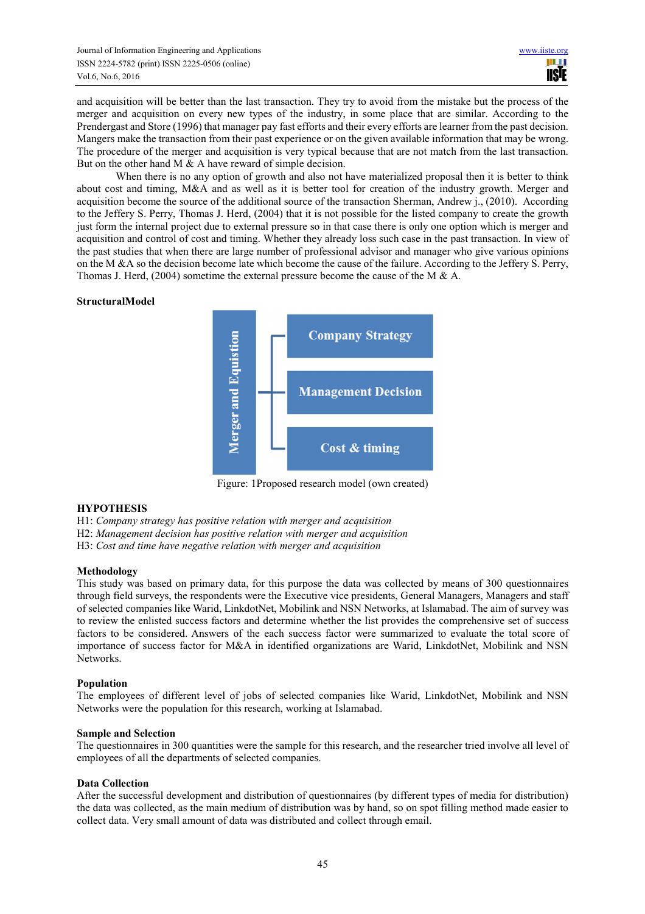and acquisition will be better than the last transaction. They try to avoid from the mistake but the process of the merger and acquisition on every new types of the industry, in some place that are similar. According to the Prendergast and Store (1996) that manager pay fast efforts and their every efforts are learner from the past decision. Mangers make the transaction from their past experience or on the given available information that may be wrong. The procedure of the merger and acquisition is very typical because that are not match from the last transaction. But on the other hand M & A have reward of simple decision.

When there is no any option of growth and also not have materialized proposal then it is better to think about cost and timing, M&A and as well as it is better tool for creation of the industry growth. Merger and acquisition become the source of the additional source of the transaction Sherman, Andrew j., (2010). According to the Jeffery S. Perry, Thomas J. Herd, (2004) that it is not possible for the listed company to create the growth just form the internal project due to external pressure so in that case there is only one option which is merger and acquisition and control of cost and timing. Whether they already loss such case in the past transaction. In view of the past studies that when there are large number of professional advisor and manager who give various opinions on the M &A so the decision become late which become the cause of the failure. According to the Jeffery S. Perry, Thomas J. Herd, (2004) sometime the external pressure become the cause of the M & A.

**StructuralModel**

Merger and Equistion → Company Strategy; Management Decision; Cost & timing

Figure: 1Proposed research model (own created)

**HYPOTHESIS**

H1: *Company strategy has positive relation with merger and acquisition*
H2: *Management decision has positive relation with merger and acquisition*
H3: *Cost and time have negative relation with merger and acquisition*

**Methodology**

This study was based on primary data, for this purpose the data was collected by means of 300 questionnaires through field surveys, the respondents were the Executive vice presidents, General Managers, Managers and staff of selected companies like Warid, LinkdotNet, Mobilink and NSN Networks, at Islamabad. The aim of survey was to review the enlisted success factors and determine whether the list provides the comprehensive set of success factors to be considered. Answers of the each success factor were summarized to evaluate the total score of importance of success factor for M&A in identified organizations are Warid, LinkdotNet, Mobilink and NSN Networks.

**Population**

The employees of different level of jobs of selected companies like Warid, LinkdotNet, Mobilink and NSN Networks were the population for this research, working at Islamabad.

**Sample and Selection**

The questionnaires in 300 quantities were the sample for this research, and the researcher tried involve all level of employees of all the departments of selected companies.

**Data Collection**

After the successful development and distribution of questionnaires (by different types of media for distribution) the data was collected, as the main medium of distribution was by hand, so on spot filling method made easier to collect data. Very small amount of data was distributed and collect through email.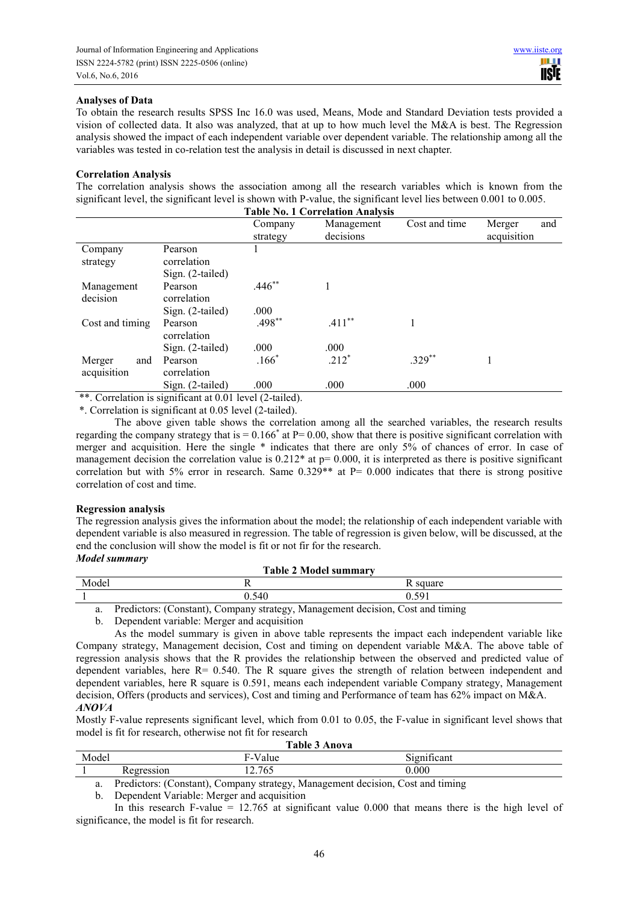**Analyses of Data**

To obtain the research results SPSS Inc 16.0 was used, Means, Mode and Standard Deviation tests provided a vision of collected data. It also was analyzed, that at up to how much level the M&A is best. The Regression analysis showed the impact of each independent variable over dependent variable. The relationship among all the variables was tested in co-relation test the analysis in detail is discussed in next chapter.

**Correlation Analysis**

The correlation analysis shows the association among all the research variables which is known from the significant level, the significant level is shown with P-value, the significant level lies between 0.001 to 0.005.

**Table No. 1 Correlation Analysis**

| | | Company strategy | Management decisions | Cost and time | Merger and acquisition |
|---|---|---|---|---|---|
| Company strategy | Pearson correlation | 1 | | | |
| | Sign. (2-tailed) | | | | |
| Management decision | Pearson correlation | .446** | 1 | | |
| | Sign. (2-tailed) | .000 | | | |
| Cost and timing | Pearson correlation | .498** | .411** | 1 | |
| | Sign. (2-tailed) | .000 | .000 | | |
| Merger and acquisition | Pearson correlation | .166* | .212* | .329** | 1 |
| | Sign. (2-tailed) | .000 | .000 | .000 | |

**. Correlation is significant at 0.01 level (2-tailed).

*. Correlation is significant at 0.05 level (2-tailed).

The above given table shows the correlation among all the searched variables, the research results regarding the company strategy that is = 0.166* at P= 0.00, show that there is positive significant correlation with merger and acquisition. Here the single * indicates that there are only 5% of chances of error. In case of management decision the correlation value is 0.212* at p= 0.000, it is interpreted as there is positive significant correlation but with 5% error in research. Same 0.329** at P= 0.000 indicates that there is strong positive correlation of cost and time.

**Regression analysis**

The regression analysis gives the information about the model; the relationship of each independent variable with dependent variable is also measured in regression. The table of regression is given below, will be discussed, at the end the conclusion will show the model is fit or not fir for the research.

***Model summary***

**Table 2 Model summary**

| Model | R | R square |
|---|---|---|
| 1 | 0.540 | 0.591 |

a. Predictors: (Constant), Company strategy, Management decision, Cost and timing

b. Dependent variable: Merger and acquisition

As the model summary is given in above table represents the impact each independent variable like Company strategy, Management decision, Cost and timing on dependent variable M&A. The above table of regression analysis shows that the R provides the relationship between the observed and predicted value of dependent variables, here R= 0.540. The R square gives the strength of relation between independent and dependent variables, here R square is 0.591, means each independent variable Company strategy, Management decision, Offers (products and services), Cost and timing and Performance of team has 62% impact on M&A.

***ANOVA***

Mostly F-value represents significant level, which from 0.01 to 0.05, the F-value in significant level shows that model is fit for research, otherwise not fit for research

**Table 3 Anova**

| Model | | F-Value | Significant |
|---|---|---|---|
| 1 | Regression | 12.765 | 0.000 |

a. Predictors: (Constant), Company strategy, Management decision, Cost and timing

b. Dependent Variable: Merger and acquisition

In this research F-value = 12.765 at significant value 0.000 that means there is the high level of significance, the model is fit for research.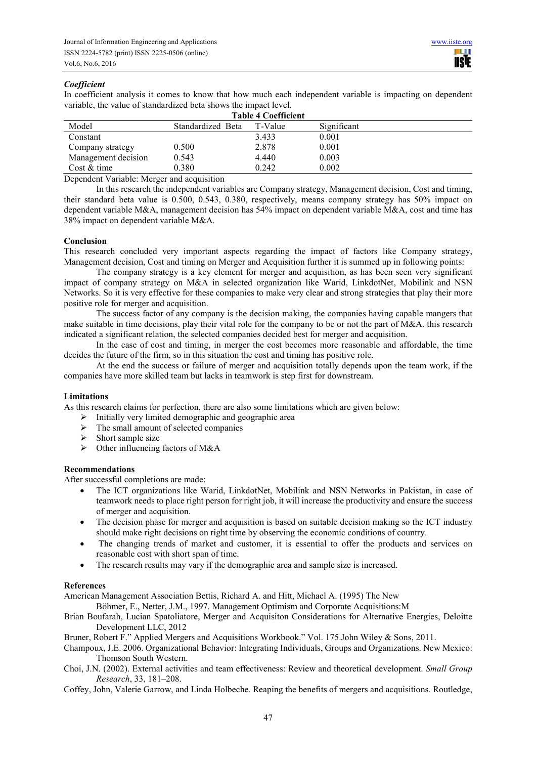### *Coefficient*

In coefficient analysis it comes to know that how much each independent variable is impacting on dependent variable, the value of standardized beta shows the impact level.

**Table 4 Coefficient**

| Model | Standardized Beta | T-Value | Significant |
|---|---|---|---|
| Constant | | 3.433 | 0.001 |
| Company strategy | 0.500 | 2.878 | 0.001 |
| Management decision | 0.543 | 4.440 | 0.003 |
| Cost & time | 0.380 | 0.242 | 0.002 |

Dependent Variable: Merger and acquisition

In this research the independent variables are Company strategy, Management decision, Cost and timing, their standard beta value is 0.500, 0.543, 0.380, respectively, means company strategy has 50% impact on dependent variable M&A, management decision has 54% impact on dependent variable M&A, cost and time has 38% impact on dependent variable M&A.

**Conclusion**

This research concluded very important aspects regarding the impact of factors like Company strategy, Management decision, Cost and timing on Merger and Acquisition further it is summed up in following points:

The company strategy is a key element for merger and acquisition, as has been seen very significant impact of company strategy on M&A in selected organization like Warid, LinkdotNet, Mobilink and NSN Networks. So it is very effective for these companies to make very clear and strong strategies that play their more positive role for merger and acquisition.

The success factor of any company is the decision making, the companies having capable mangers that make suitable in time decisions, play their vital role for the company to be or not the part of M&A. this research indicated a significant relation, the selected companies decided best for merger and acquisition.

In the case of cost and timing, in merger the cost becomes more reasonable and affordable, the time decides the future of the firm, so in this situation the cost and timing has positive role.

At the end the success or failure of merger and acquisition totally depends upon the team work, if the companies have more skilled team but lacks in teamwork is step first for downstream.

**Limitations**

As this research claims for perfection, there are also some limitations which are given below:

- Initially very limited demographic and geographic area
- The small amount of selected companies
- Short sample size
- Other influencing factors of M&A

**Recommendations**

After successful completions are made:

- The ICT organizations like Warid, LinkdotNet, Mobilink and NSN Networks in Pakistan, in case of teamwork needs to place right person for right job, it will increase the productivity and ensure the success of merger and acquisition.
- The decision phase for merger and acquisition is based on suitable decision making so the ICT industry should make right decisions on right time by observing the economic conditions of country.
- The changing trends of market and customer, it is essential to offer the products and services on reasonable cost with short span of time.
- The research results may vary if the demographic area and sample size is increased.

**References**

American Management Association Bettis, Richard A. and Hitt, Michael A. (1995) The New
Böhmer, E., Netter, J.M., 1997. Management Optimism and Corporate Acquisitions:M

Brian Boufarah, Lucian Spatoliatore, Merger and Acquisiton Considerations for Alternative Energies, Deloitte Development LLC, 2012

Bruner, Robert F." Applied Mergers and Acquisitions Workbook." Vol. 175.John Wiley & Sons, 2011.

Champoux, J.E. 2006. Organizational Behavior: Integrating Individuals, Groups and Organizations. New Mexico: Thomson South Western.

Choi, J.N. (2002). External activities and team effectiveness: Review and theoretical development. *Small Group Research*, 33, 181–208.

Coffey, John, Valerie Garrow, and Linda Holbeche. Reaping the benefits of mergers and acquisitions. Routledge,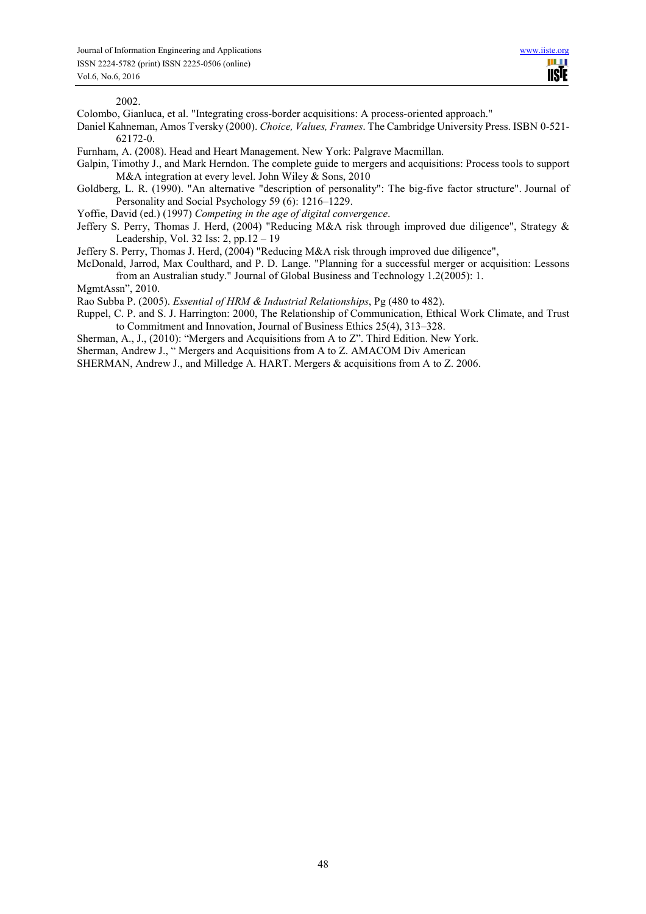2002.

Colombo, Gianluca, et al. "Integrating cross-border acquisitions: A process-oriented approach."

Daniel Kahneman, Amos Tversky (2000). *Choice, Values, Frames*. The Cambridge University Press. ISBN 0-521-62172-0.

Furnham, A. (2008). Head and Heart Management. New York: Palgrave Macmillan.

Galpin, Timothy J., and Mark Herndon. The complete guide to mergers and acquisitions: Process tools to support M&A integration at every level. John Wiley & Sons, 2010

Goldberg, L. R. (1990). "An alternative "description of personality": The big-five factor structure". Journal of Personality and Social Psychology 59 (6): 1216–1229.

Yoffie, David (ed.) (1997) *Competing in the age of digital convergence*.

Jeffery S. Perry, Thomas J. Herd, (2004) "Reducing M&A risk through improved due diligence", Strategy & Leadership, Vol. 32 Iss: 2, pp.12 – 19

Jeffery S. Perry, Thomas J. Herd, (2004) "Reducing M&A risk through improved due diligence",

McDonald, Jarrod, Max Coulthard, and P. D. Lange. "Planning for a successful merger or acquisition: Lessons from an Australian study." Journal of Global Business and Technology 1.2(2005): 1.

MgmtAssn", 2010.

Rao Subba P. (2005). *Essential of HRM & Industrial Relationships*, Pg (480 to 482).

Ruppel, C. P. and S. J. Harrington: 2000, The Relationship of Communication, Ethical Work Climate, and Trust to Commitment and Innovation, Journal of Business Ethics 25(4), 313–328.

Sherman, A., J., (2010): "Mergers and Acquisitions from A to Z". Third Edition. New York.

Sherman, Andrew J., " Mergers and Acquisitions from A to Z. AMACOM Div American

SHERMAN, Andrew J., and Milledge A. HART. Mergers & acquisitions from A to Z. 2006.